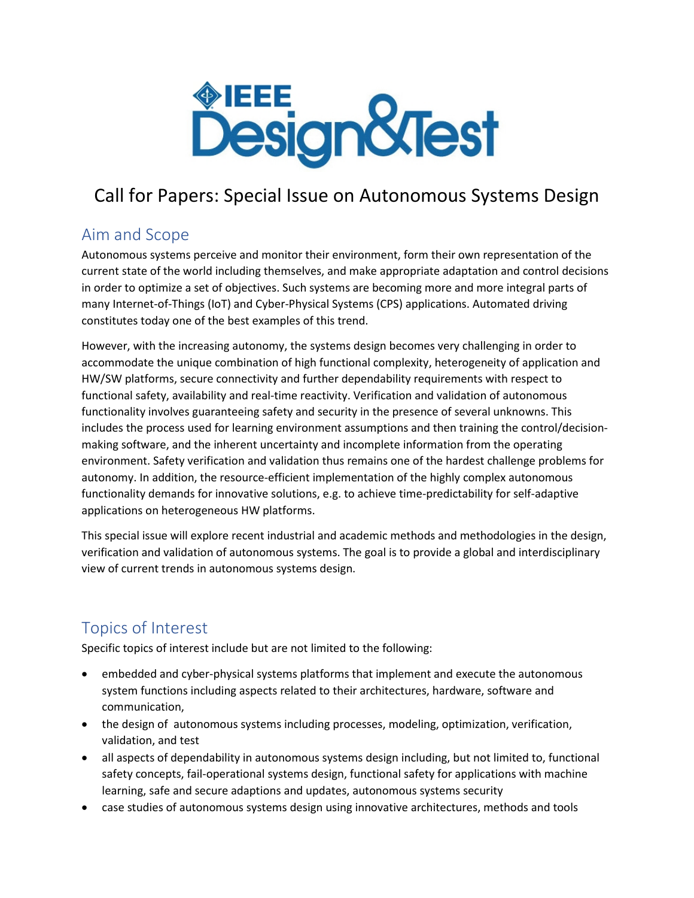# IEEE Design&Test

## Call for Papers: Special Issue on Autonomous Systems Design

### Aim and Scope

Autonomous systems perceive and monitor their environment, form their own representation of the current state of the world including themselves, and make appropriate adaptation and control decisions in order to optimize a set of objectives. Such systems are becoming more and more integral parts of many Internet-of-Things (IoT) and Cyber-Physical Systems (CPS) applications. Automated driving constitutes today one of the best examples of this trend.

However, with the increasing autonomy, the systems design becomes very challenging in order to accommodate the unique combination of high functional complexity, heterogeneity of application and HW/SW platforms, secure connectivity and further dependability requirements with respect to functional safety, availability and real-time reactivity. Verification and validation of autonomous functionality involves guaranteeing safety and security in the presence of several unknowns. This includes the process used for learning environment assumptions and then training the control/decision-making software, and the inherent uncertainty and incomplete information from the operating environment. Safety verification and validation thus remains one of the hardest challenge problems for autonomy. In addition, the resource-efficient implementation of the highly complex autonomous functionality demands for innovative solutions, e.g. to achieve time-predictability for self-adaptive applications on heterogeneous HW platforms.

This special issue will explore recent industrial and academic methods and methodologies in the design, verification and validation of autonomous systems. The goal is to provide a global and interdisciplinary view of current trends in autonomous systems design.

### Topics of Interest

Specific topics of interest include but are not limited to the following:

- embedded and cyber-physical systems platforms that implement and execute the autonomous system functions including aspects related to their architectures, hardware, software and communication,
- the design of autonomous systems including processes, modeling, optimization, verification, validation, and test
- all aspects of dependability in autonomous systems design including, but not limited to, functional safety concepts, fail-operational systems design, functional safety for applications with machine learning, safe and secure adaptions and updates, autonomous systems security
- case studies of autonomous systems design using innovative architectures, methods and tools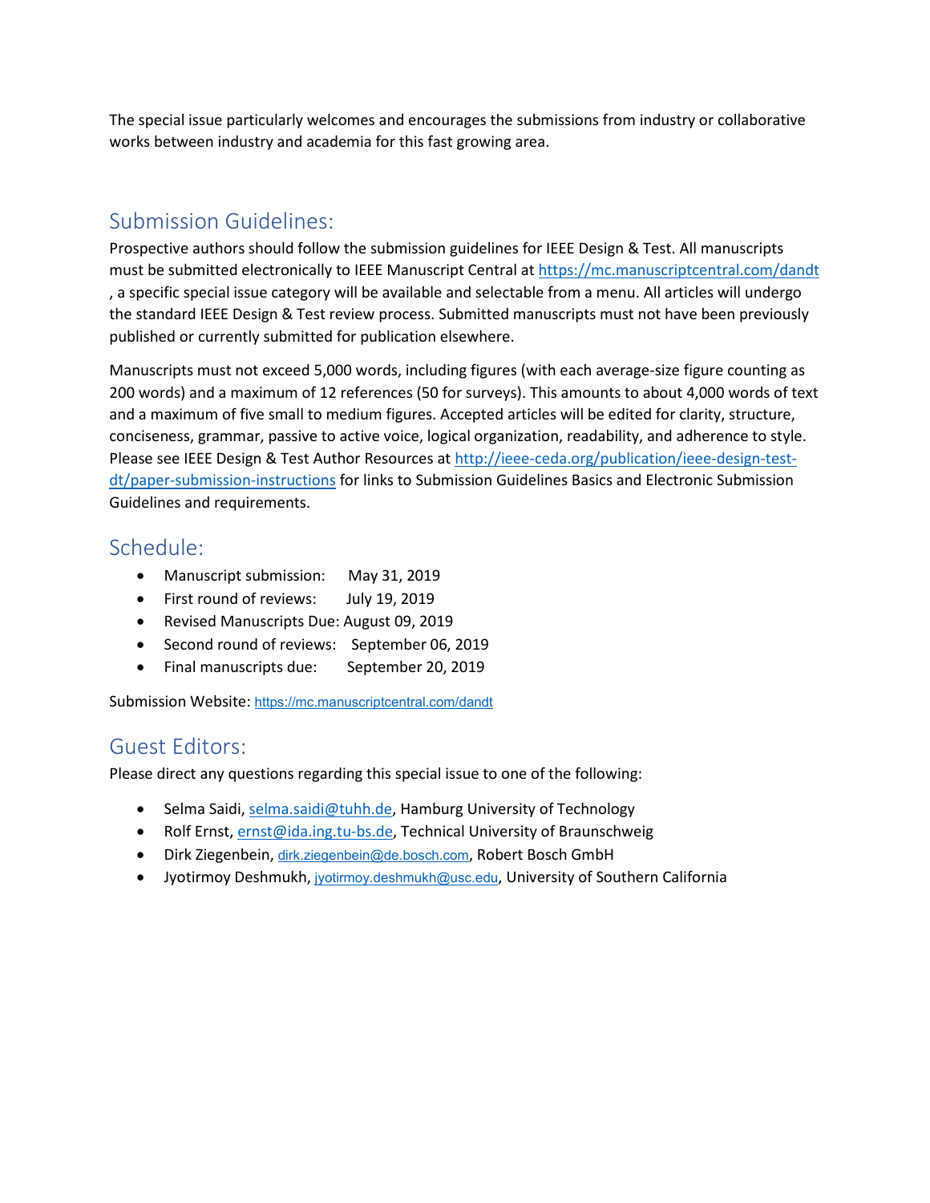The special issue particularly welcomes and encourages the submissions from industry or collaborative works between industry and academia for this fast growing area.

## Submission Guidelines:

Prospective authors should follow the submission guidelines for IEEE Design & Test. All manuscripts must be submitted electronically to IEEE Manuscript Central at https://mc.manuscriptcentral.com/dandt , a specific special issue category will be available and selectable from a menu. All articles will undergo the standard IEEE Design & Test review process. Submitted manuscripts must not have been previously published or currently submitted for publication elsewhere.

Manuscripts must not exceed 5,000 words, including figures (with each average-size figure counting as 200 words) and a maximum of 12 references (50 for surveys). This amounts to about 4,000 words of text and a maximum of five small to medium figures. Accepted articles will be edited for clarity, structure, conciseness, grammar, passive to active voice, logical organization, readability, and adherence to style. Please see IEEE Design & Test Author Resources at http://ieee-ceda.org/publication/ieee-design-test-dt/paper-submission-instructions for links to Submission Guidelines Basics and Electronic Submission Guidelines and requirements.

## Schedule:

- Manuscript submission: May 31, 2019
- First round of reviews: July 19, 2019
- Revised Manuscripts Due: August 09, 2019
- Second round of reviews: September 06, 2019
- Final manuscripts due: September 20, 2019

Submission Website: https://mc.manuscriptcentral.com/dandt

## Guest Editors:

Please direct any questions regarding this special issue to one of the following:

- Selma Saidi, selma.saidi@tuhh.de, Hamburg University of Technology
- Rolf Ernst, ernst@ida.ing.tu-bs.de, Technical University of Braunschweig
- Dirk Ziegenbein, dirk.ziegenbein@de.bosch.com, Robert Bosch GmbH
- Jyotirmoy Deshmukh, jyotirmoy.deshmukh@usc.edu, University of Southern California